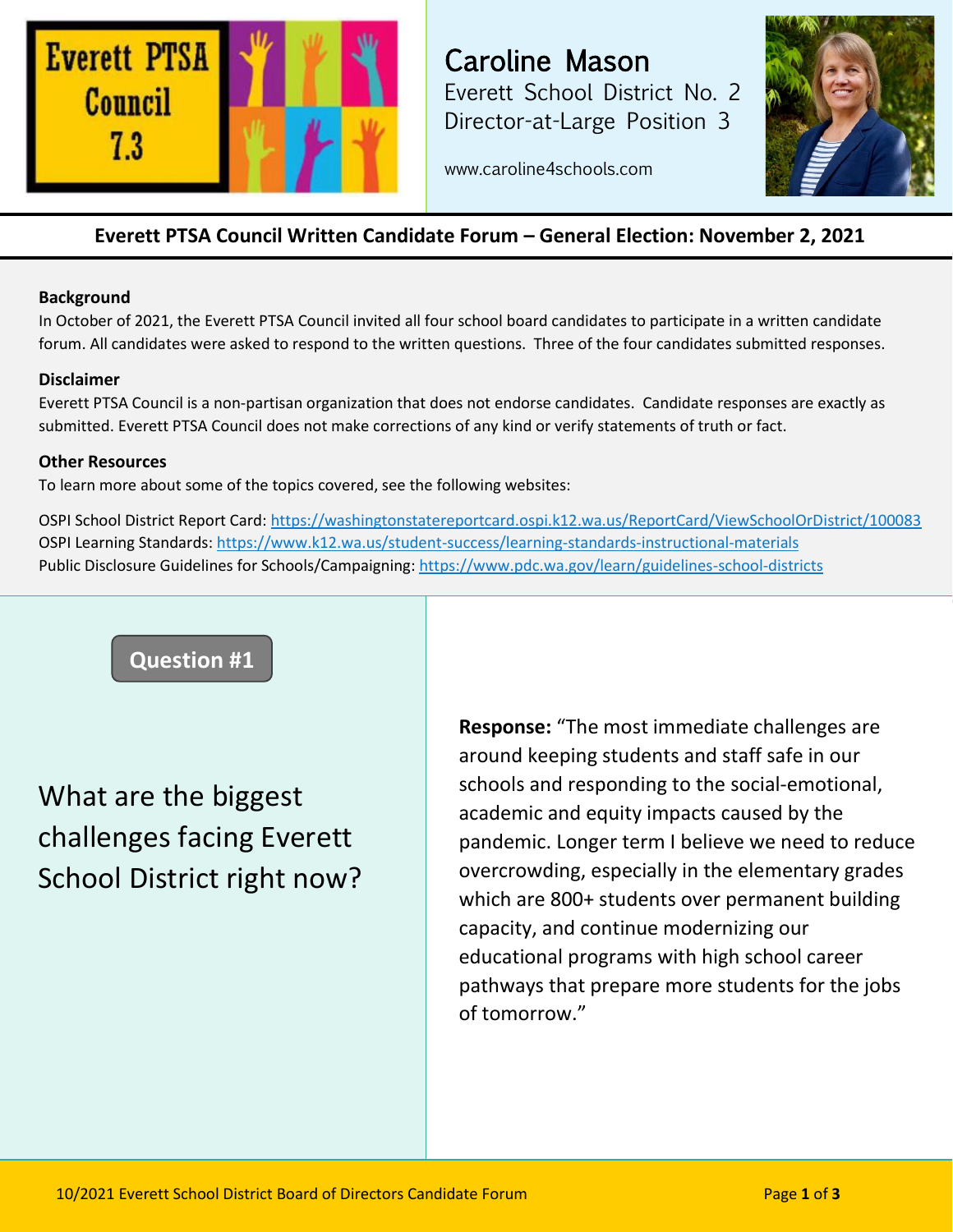Everett PTSA Council 7.3

# Caroline Mason

Everett School District No. 2
Director-at-Large Position 3

www.caroline4schools.com

## Everett PTSA Council Written Candidate Forum – General Election: November 2, 2021

### Background

In October of 2021, the Everett PTSA Council invited all four school board candidates to participate in a written candidate forum. All candidates were asked to respond to the written questions. Three of the four candidates submitted responses.

### Disclaimer

Everett PTSA Council is a non-partisan organization that does not endorse candidates. Candidate responses are exactly as submitted. Everett PTSA Council does not make corrections of any kind or verify statements of truth or fact.

### Other Resources

To learn more about some of the topics covered, see the following websites:

OSPI School District Report Card: https://washingtonstatereportcard.ospi.k12.wa.us/ReportCard/ViewSchoolOrDistrict/100083
OSPI Learning Standards: https://www.k12.wa.us/student-success/learning-standards-instructional-materials
Public Disclosure Guidelines for Schools/Campaigning: https://www.pdc.wa.gov/learn/guidelines-school-districts

## Question #1

What are the biggest challenges facing Everett School District right now?

**Response:** "The most immediate challenges are around keeping students and staff safe in our schools and responding to the social-emotional, academic and equity impacts caused by the pandemic. Longer term I believe we need to reduce overcrowding, especially in the elementary grades which are 800+ students over permanent building capacity, and continue modernizing our educational programs with high school career pathways that prepare more students for the jobs of tomorrow."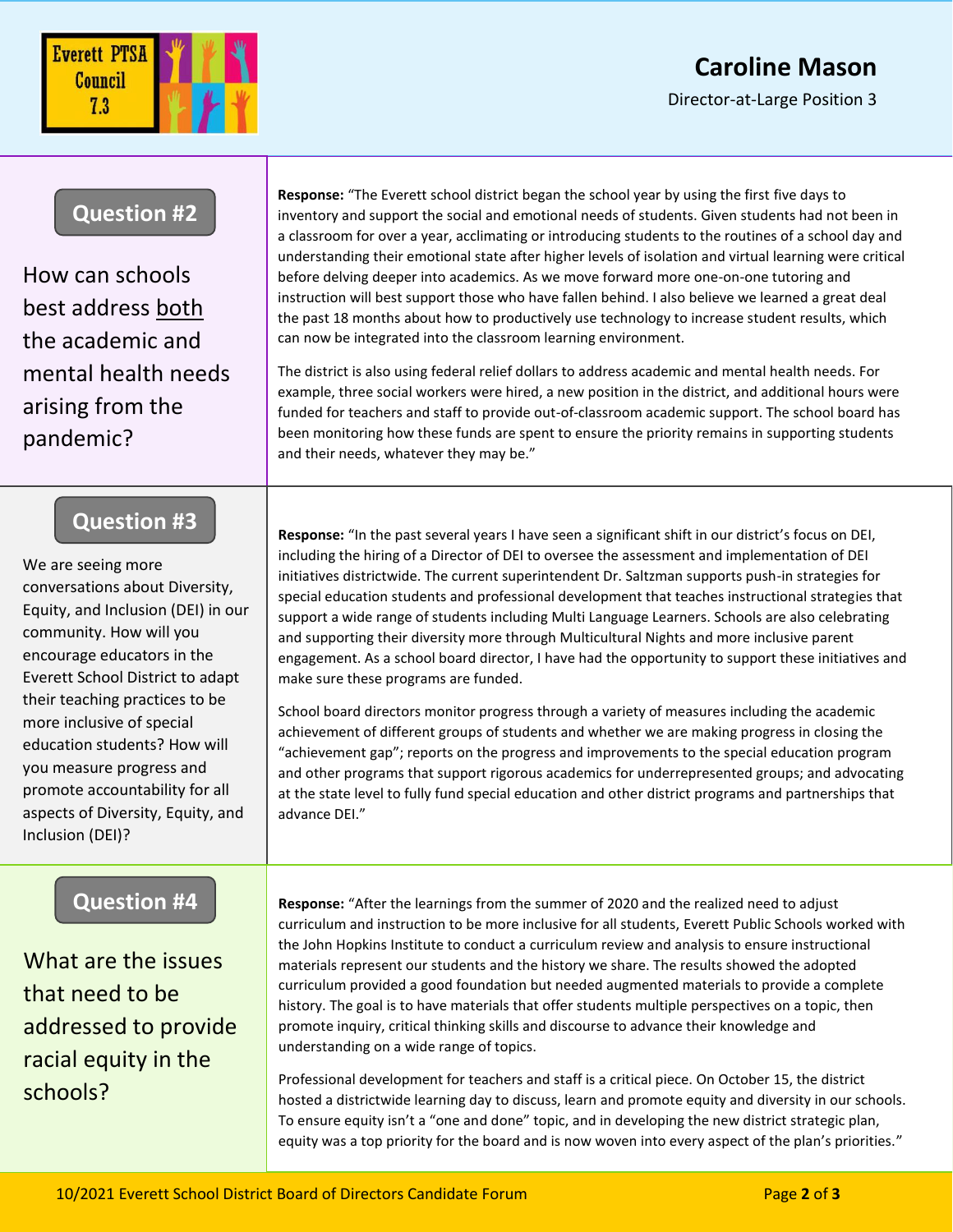# Caroline Mason

Director-at-Large Position 3

## Question #2

How can schools best address both the academic and mental health needs arising from the pandemic?

**Response:** "The Everett school district began the school year by using the first five days to inventory and support the social and emotional needs of students. Given students had not been in a classroom for over a year, acclimating or introducing students to the routines of a school day and understanding their emotional state after higher levels of isolation and virtual learning were critical before delving deeper into academics. As we move forward more one-on-one tutoring and instruction will best support those who have fallen behind. I also believe we learned a great deal the past 18 months about how to productively use technology to increase student results, which can now be integrated into the classroom learning environment.

The district is also using federal relief dollars to address academic and mental health needs. For example, three social workers were hired, a new position in the district, and additional hours were funded for teachers and staff to provide out-of-classroom academic support. The school board has been monitoring how these funds are spent to ensure the priority remains in supporting students and their needs, whatever they may be."

## Question #3

We are seeing more conversations about Diversity, Equity, and Inclusion (DEI) in our community. How will you encourage educators in the Everett School District to adapt their teaching practices to be more inclusive of special education students? How will you measure progress and promote accountability for all aspects of Diversity, Equity, and Inclusion (DEI)?

**Response:** "In the past several years I have seen a significant shift in our district's focus on DEI, including the hiring of a Director of DEI to oversee the assessment and implementation of DEI initiatives districtwide. The current superintendent Dr. Saltzman supports push-in strategies for special education students and professional development that teaches instructional strategies that support a wide range of students including Multi Language Learners. Schools are also celebrating and supporting their diversity more through Multicultural Nights and more inclusive parent engagement. As a school board director, I have had the opportunity to support these initiatives and make sure these programs are funded.

School board directors monitor progress through a variety of measures including the academic achievement of different groups of students and whether we are making progress in closing the "achievement gap"; reports on the progress and improvements to the special education program and other programs that support rigorous academics for underrepresented groups; and advocating at the state level to fully fund special education and other district programs and partnerships that advance DEI."

## Question #4

What are the issues that need to be addressed to provide racial equity in the schools?

**Response:** "After the learnings from the summer of 2020 and the realized need to adjust curriculum and instruction to be more inclusive for all students, Everett Public Schools worked with the John Hopkins Institute to conduct a curriculum review and analysis to ensure instructional materials represent our students and the history we share. The results showed the adopted curriculum provided a good foundation but needed augmented materials to provide a complete history. The goal is to have materials that offer students multiple perspectives on a topic, then promote inquiry, critical thinking skills and discourse to advance their knowledge and understanding on a wide range of topics.

Professional development for teachers and staff is a critical piece. On October 15, the district hosted a districtwide learning day to discuss, learn and promote equity and diversity in our schools. To ensure equity isn't a "one and done" topic, and in developing the new district strategic plan, equity was a top priority for the board and is now woven into every aspect of the plan's priorities."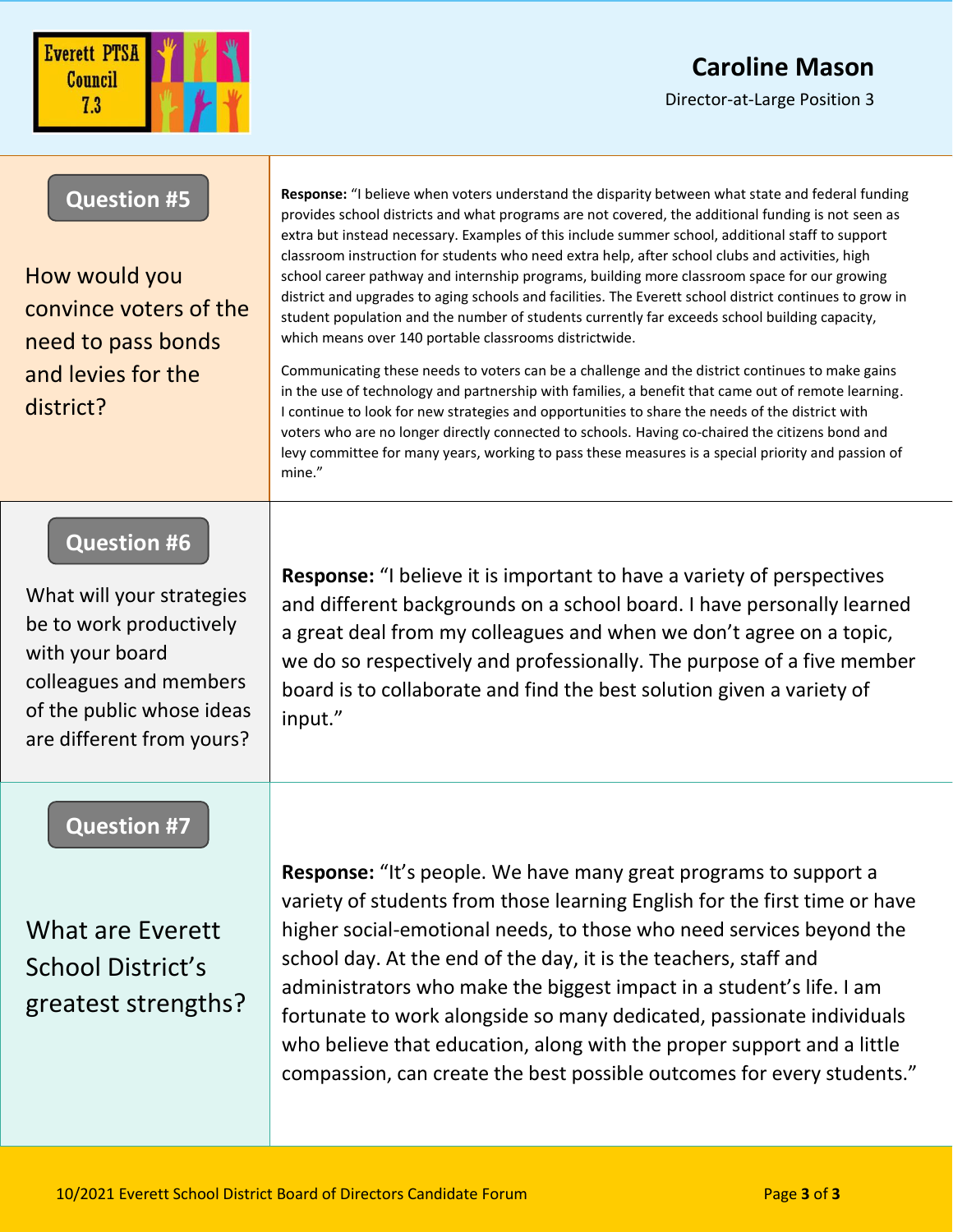Everett PTSA Council 7.3

## Caroline Mason

Director-at-Large Position 3

### Question #5

How would you convince voters of the need to pass bonds and levies for the district?

**Response:** "I believe when voters understand the disparity between what state and federal funding provides school districts and what programs are not covered, the additional funding is not seen as extra but instead necessary. Examples of this include summer school, additional staff to support classroom instruction for students who need extra help, after school clubs and activities, high school career pathway and internship programs, building more classroom space for our growing district and upgrades to aging schools and facilities. The Everett school district continues to grow in student population and the number of students currently far exceeds school building capacity, which means over 140 portable classrooms districtwide.

Communicating these needs to voters can be a challenge and the district continues to make gains in the use of technology and partnership with families, a benefit that came out of remote learning. I continue to look for new strategies and opportunities to share the needs of the district with voters who are no longer directly connected to schools. Having co-chaired the citizens bond and levy committee for many years, working to pass these measures is a special priority and passion of mine."

### Question #6

What will your strategies be to work productively with your board colleagues and members of the public whose ideas are different from yours?

**Response:** "I believe it is important to have a variety of perspectives and different backgrounds on a school board. I have personally learned a great deal from my colleagues and when we don't agree on a topic, we do so respectively and professionally. The purpose of a five member board is to collaborate and find the best solution given a variety of input."

### Question #7

What are Everett School District's greatest strengths?

**Response:** "It's people. We have many great programs to support a variety of students from those learning English for the first time or have higher social-emotional needs, to those who need services beyond the school day. At the end of the day, it is the teachers, staff and administrators who make the biggest impact in a student's life. I am fortunate to work alongside so many dedicated, passionate individuals who believe that education, along with the proper support and a little compassion, can create the best possible outcomes for every students."

10/2021 Everett School District Board of Directors Candidate Forum